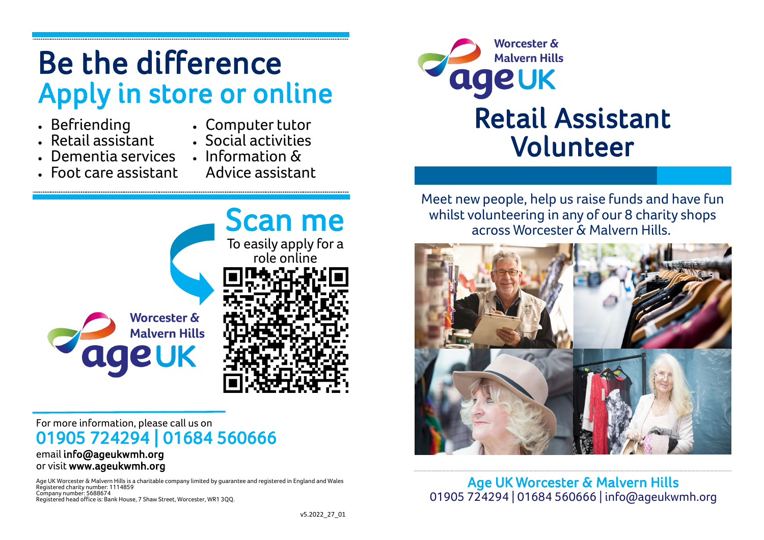# Be the difference

## Apply in store or online

- Befriending
- Retail assistant
- Dementia services
- Foot care assistant
- Computer tutor
- Social activities
- Information & Advice assistant

## Scan me

To easily apply for a role online

Worcester & Malvern Hills age UK

For more information, please call us on

**01905 724294 | 01684 560666**

email **info@ageukwmh.org**
or visit **www.ageukwmh.org**

Age UK Worcester & Malvern Hills is a charitable company limited by guarantee and registered in England and Wales
Registered charity number: 1114859
Company number: 5688674
Registered head office is: Bank House, 7 Shaw Street, Worcester, WR1 3QQ.

v5.2022_27_01

Worcester & Malvern Hills age UK

# Retail Assistant Volunteer

Meet new people, help us raise funds and have fun whilst volunteering in any of our 8 charity shops across Worcester & Malvern Hills.

**Age UK Worcester & Malvern Hills**
01905 724294 | 01684 560666 | info@ageukwmh.org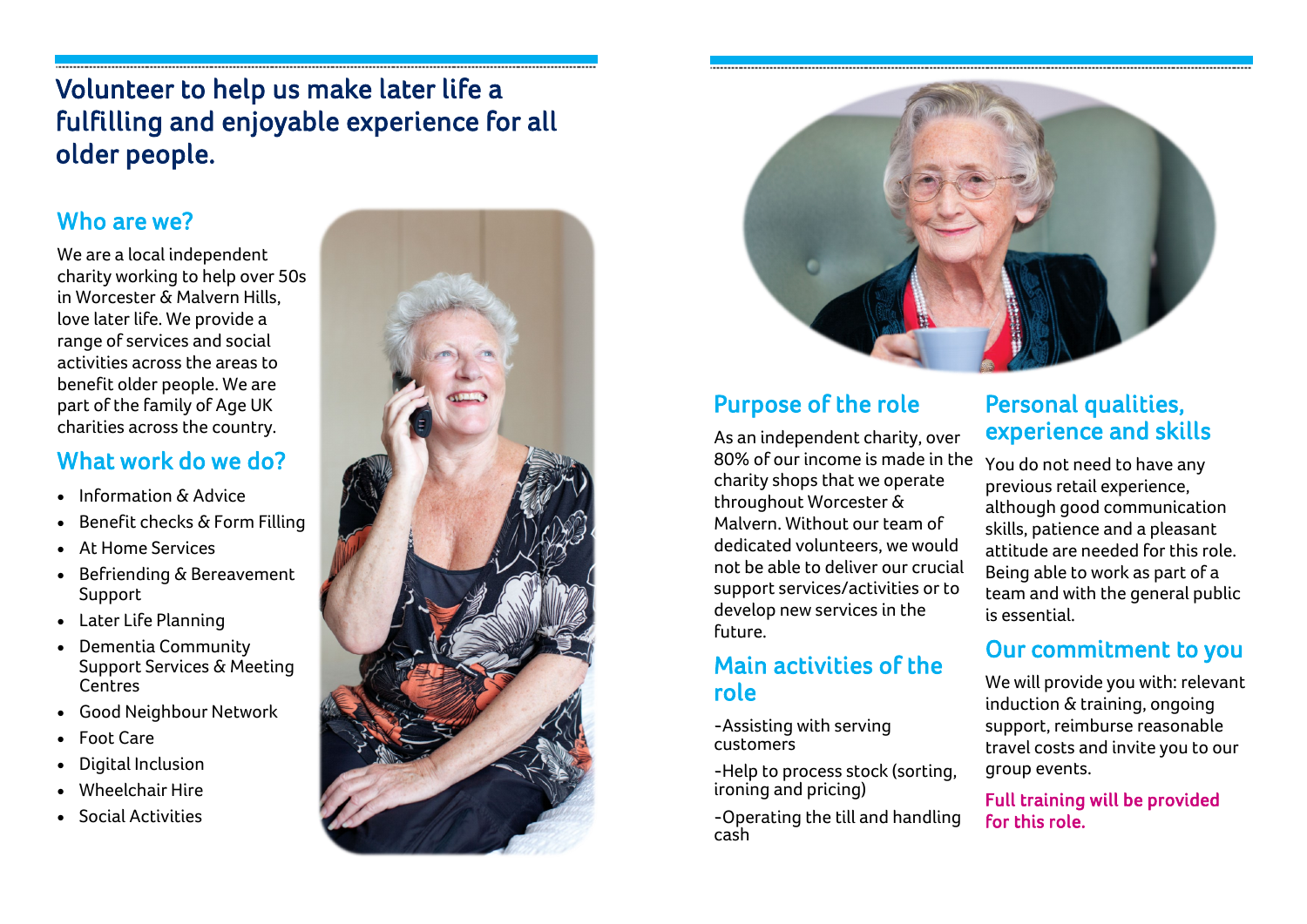# Volunteer to help us make later life a fulfilling and enjoyable experience for all older people.

## Who are we?

We are a local independent charity working to help over 50s in Worcester & Malvern Hills, love later life. We provide a range of services and social activities across the areas to benefit older people. We are part of the family of Age UK charities across the country.

## What work do we do?

- Information & Advice
- Benefit checks & Form Filling
- At Home Services
- Befriending & Bereavement Support
- Later Life Planning
- Dementia Community Support Services & Meeting Centres
- Good Neighbour Network
- Foot Care
- Digital Inclusion
- Wheelchair Hire
- Social Activities

## Purpose of the role

As an independent charity, over 80% of our income is made in the charity shops that we operate throughout Worcester & Malvern. Without our team of dedicated volunteers, we would not be able to deliver our crucial support services/activities or to develop new services in the future.

## Main activities of the role

-Assisting with serving customers

-Help to process stock (sorting, ironing and pricing)

-Operating the till and handling cash

## Personal qualities, experience and skills

You do not need to have any previous retail experience, although good communication skills, patience and a pleasant attitude are needed for this role. Being able to work as part of a team and with the general public is essential.

## Our commitment to you

We will provide you with: relevant induction & training, ongoing support, reimburse reasonable travel costs and invite you to our group events.

**Full training will be provided for this role.**